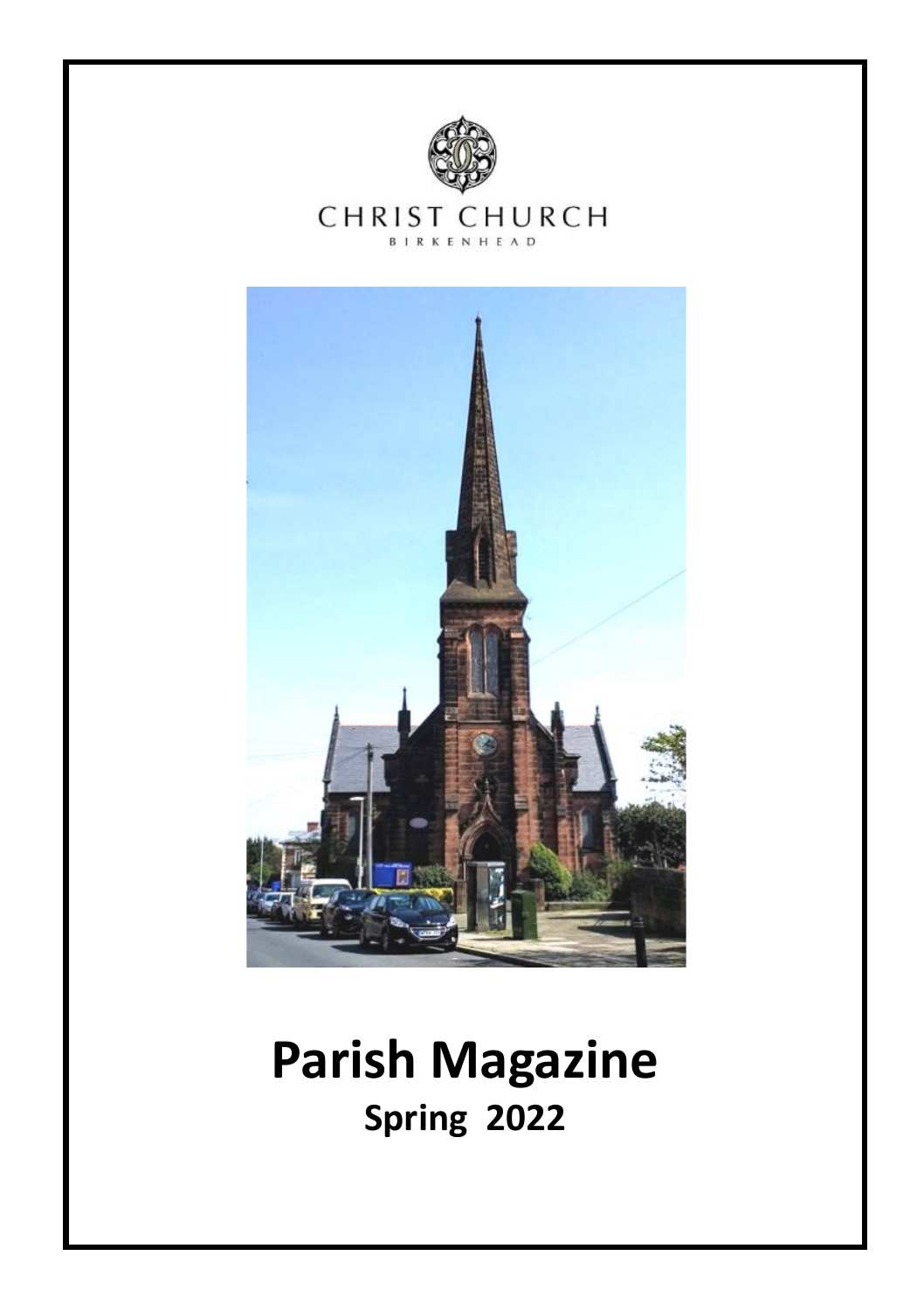CHRIST CHURCH

BIRKENHEAD

# Parish Magazine

## Spring 2022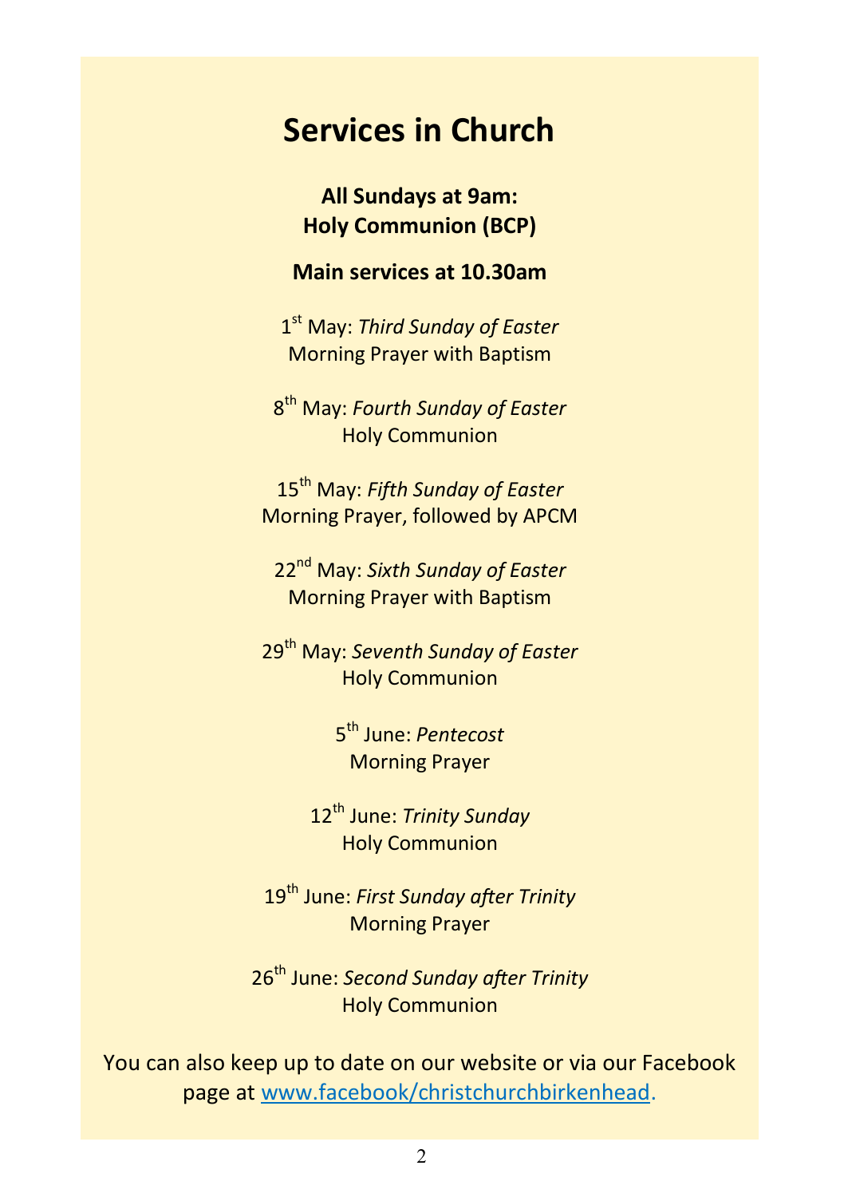# Services in Church

**All Sundays at 9am:**
**Holy Communion (BCP)**

**Main services at 10.30am**

1st May: *Third Sunday of Easter*
Morning Prayer with Baptism

8th May: *Fourth Sunday of Easter*
Holy Communion

15th May: *Fifth Sunday of Easter*
Morning Prayer, followed by APCM

22nd May: *Sixth Sunday of Easter*
Morning Prayer with Baptism

29th May: *Seventh Sunday of Easter*
Holy Communion

5th June: *Pentecost*
Morning Prayer

12th June: *Trinity Sunday*
Holy Communion

19th June: *First Sunday after Trinity*
Morning Prayer

26th June: *Second Sunday after Trinity*
Holy Communion

You can also keep up to date on our website or via our Facebook page at www.facebook/christchurchbirkenhead.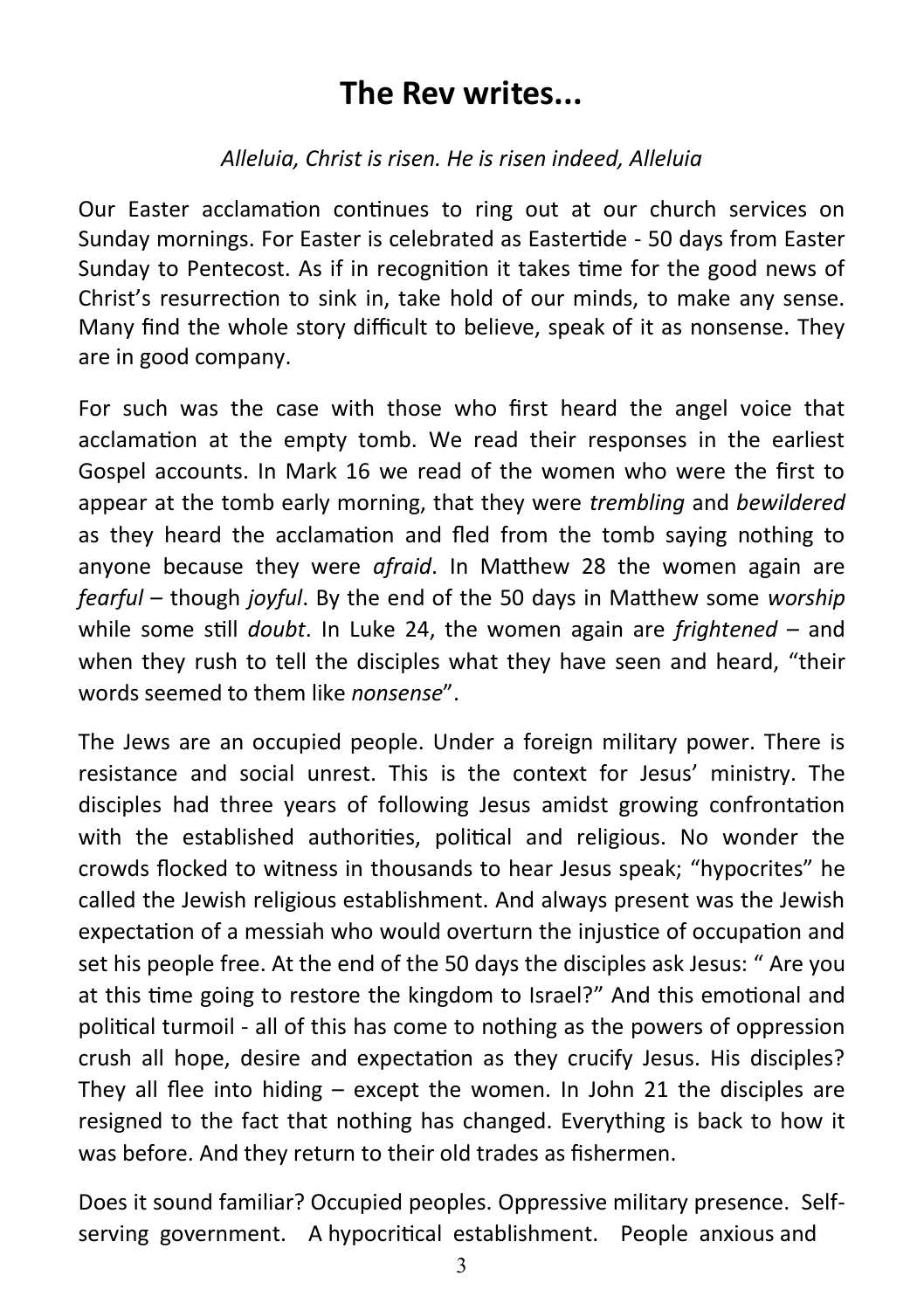# The Rev writes...

*Alleluia, Christ is risen. He is risen indeed, Alleluia*

Our Easter acclamation continues to ring out at our church services on Sunday mornings. For Easter is celebrated as Eastertide - 50 days from Easter Sunday to Pentecost. As if in recognition it takes time for the good news of Christ's resurrection to sink in, take hold of our minds, to make any sense. Many find the whole story difficult to believe, speak of it as nonsense. They are in good company.

For such was the case with those who first heard the angel voice that acclamation at the empty tomb. We read their responses in the earliest Gospel accounts. In Mark 16 we read of the women who were the first to appear at the tomb early morning, that they were *trembling* and *bewildered* as they heard the acclamation and fled from the tomb saying nothing to anyone because they were *afraid*. In Matthew 28 the women again are *fearful* – though *joyful*. By the end of the 50 days in Matthew some *worship* while some still *doubt*. In Luke 24, the women again are *frightened* – and when they rush to tell the disciples what they have seen and heard, "their words seemed to them like *nonsense*".

The Jews are an occupied people. Under a foreign military power. There is resistance and social unrest. This is the context for Jesus' ministry. The disciples had three years of following Jesus amidst growing confrontation with the established authorities, political and religious. No wonder the crowds flocked to witness in thousands to hear Jesus speak; "hypocrites" he called the Jewish religious establishment. And always present was the Jewish expectation of a messiah who would overturn the injustice of occupation and set his people free. At the end of the 50 days the disciples ask Jesus: " Are you at this time going to restore the kingdom to Israel?" And this emotional and political turmoil - all of this has come to nothing as the powers of oppression crush all hope, desire and expectation as they crucify Jesus. His disciples? They all flee into hiding – except the women. In John 21 the disciples are resigned to the fact that nothing has changed. Everything is back to how it was before. And they return to their old trades as fishermen.

Does it sound familiar? Occupied peoples. Oppressive military presence. Self-serving government. A hypocritical establishment. People anxious and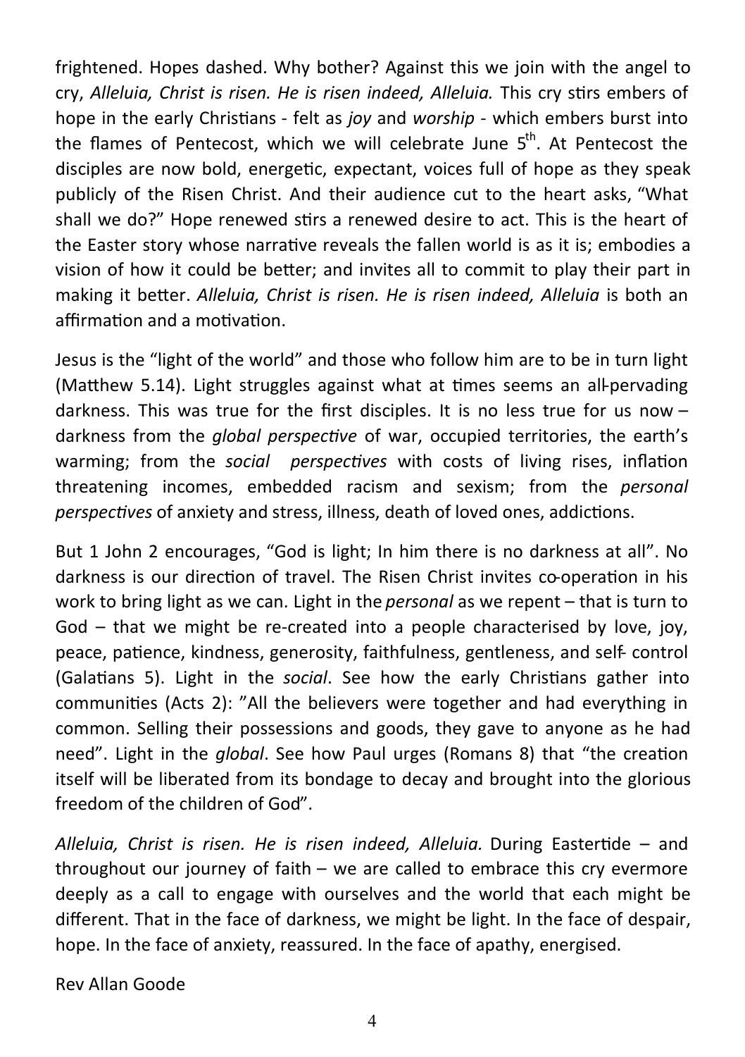frightened. Hopes dashed. Why bother? Against this we join with the angel to cry, *Alleluia, Christ is risen. He is risen indeed, Alleluia.* This cry stirs embers of hope in the early Christians - felt as *joy* and *worship* - which embers burst into the flames of Pentecost, which we will celebrate June 5th. At Pentecost the disciples are now bold, energetic, expectant, voices full of hope as they speak publicly of the Risen Christ. And their audience cut to the heart asks, "What shall we do?" Hope renewed stirs a renewed desire to act. This is the heart of the Easter story whose narrative reveals the fallen world is as it is; embodies a vision of how it could be better; and invites all to commit to play their part in making it better. *Alleluia, Christ is risen. He is risen indeed, Alleluia* is both an affirmation and a motivation.

Jesus is the "light of the world" and those who follow him are to be in turn light (Matthew 5.14). Light struggles against what at times seems an all-pervading darkness. This was true for the first disciples. It is no less true for us now – darkness from the *global perspective* of war, occupied territories, the earth's warming; from the *social perspectives* with costs of living rises, inflation threatening incomes, embedded racism and sexism; from the *personal perspectives* of anxiety and stress, illness, death of loved ones, addictions.

But 1 John 2 encourages, "God is light; In him there is no darkness at all". No darkness is our direction of travel. The Risen Christ invites co-operation in his work to bring light as we can. Light in the *personal* as we repent – that is turn to God – that we might be re-created into a people characterised by love, joy, peace, patience, kindness, generosity, faithfulness, gentleness, and self- control (Galatians 5). Light in the *social*. See how the early Christians gather into communities (Acts 2): "All the believers were together and had everything in common. Selling their possessions and goods, they gave to anyone as he had need". Light in the *global*. See how Paul urges (Romans 8) that "the creation itself will be liberated from its bondage to decay and brought into the glorious freedom of the children of God".

*Alleluia, Christ is risen. He is risen indeed, Alleluia.* During Eastertide – and throughout our journey of faith – we are called to embrace this cry evermore deeply as a call to engage with ourselves and the world that each might be different. That in the face of darkness, we might be light. In the face of despair, hope. In the face of anxiety, reassured. In the face of apathy, energised.

Rev Allan Goode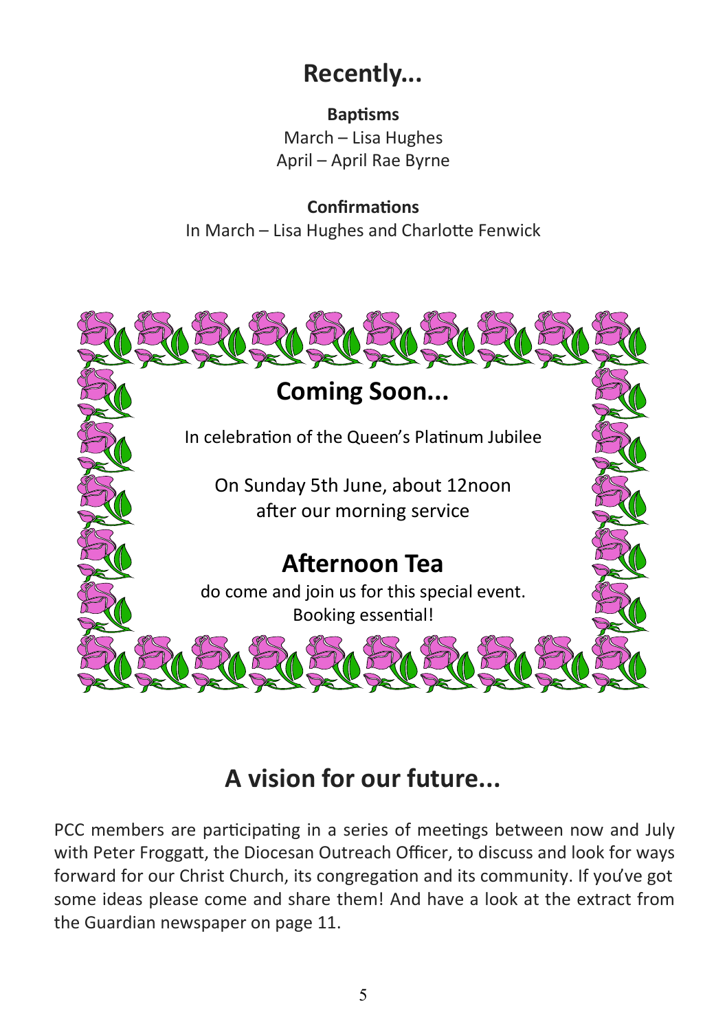# Recently...

**Baptisms**

March – Lisa Hughes
April – April Rae Byrne

**Confirmations**

In March – Lisa Hughes and Charlotte Fenwick

## Coming Soon...

In celebration of the Queen's Platinum Jubilee

On Sunday 5th June, about 12noon
after our morning service

## Afternoon Tea

do come and join us for this special event.
Booking essential!

# A vision for our future...

PCC members are participating in a series of meetings between now and July with Peter Froggatt, the Diocesan Outreach Officer, to discuss and look for ways forward for our Christ Church, its congregation and its community. If you've got some ideas please come and share them! And have a look at the extract from the Guardian newspaper on page 11.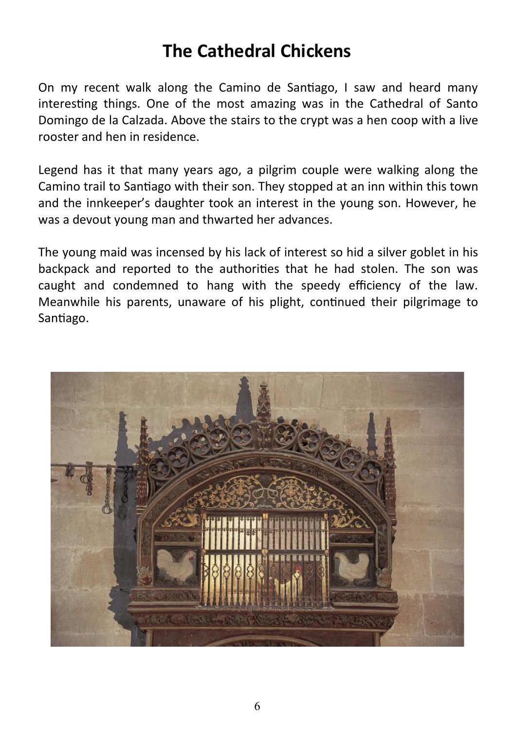# The Cathedral Chickens

On my recent walk along the Camino de Santiago, I saw and heard many interesting things. One of the most amazing was in the Cathedral of Santo Domingo de la Calzada. Above the stairs to the crypt was a hen coop with a live rooster and hen in residence.

Legend has it that many years ago, a pilgrim couple were walking along the Camino trail to Santiago with their son. They stopped at an inn within this town and the innkeeper's daughter took an interest in the young son. However, he was a devout young man and thwarted her advances.

The young maid was incensed by his lack of interest so hid a silver goblet in his backpack and reported to the authorities that he had stolen. The son was caught and condemned to hang with the speedy efficiency of the law. Meanwhile his parents, unaware of his plight, continued their pilgrimage to Santiago.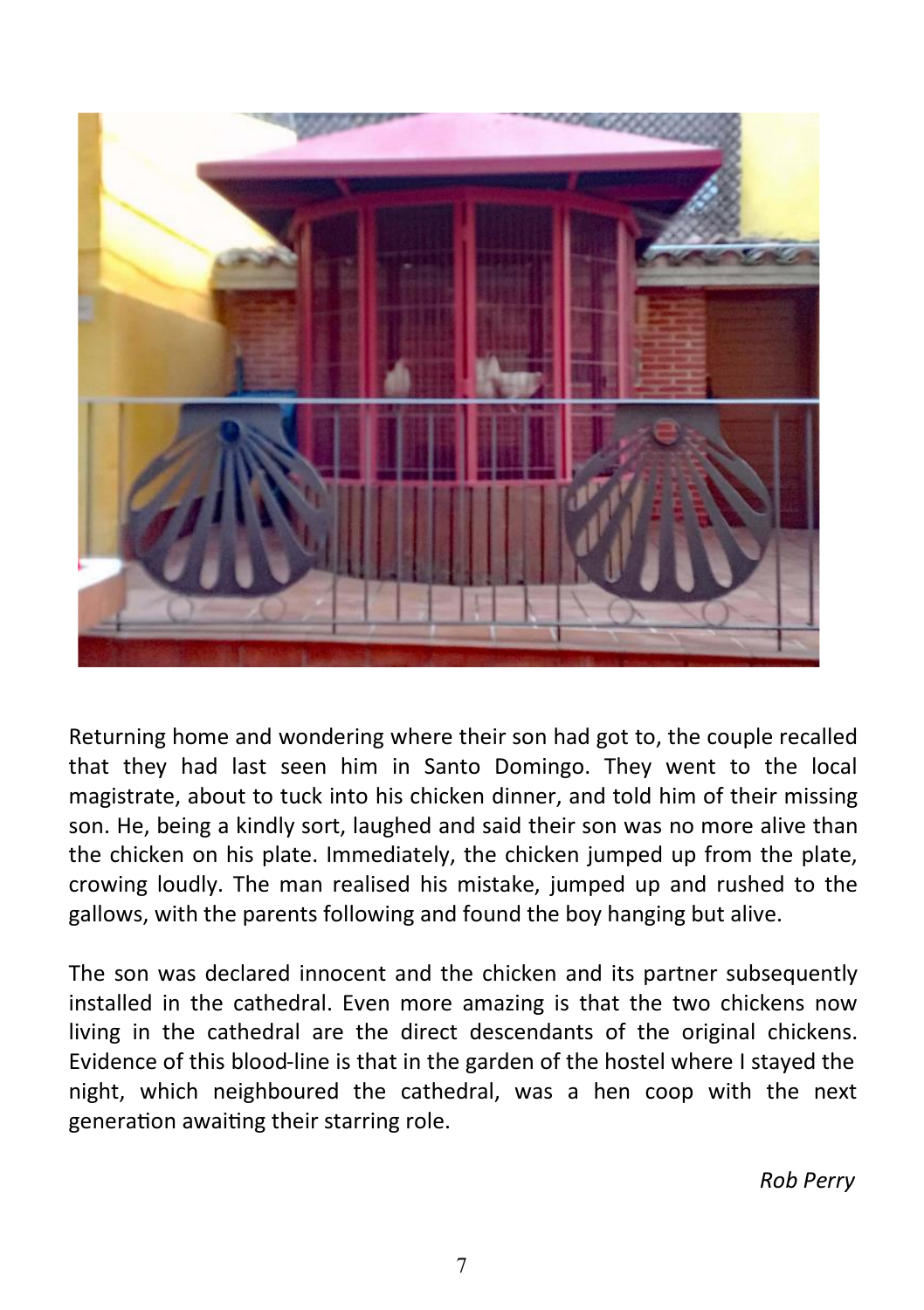Returning home and wondering where their son had got to, the couple recalled that they had last seen him in Santo Domingo. They went to the local magistrate, about to tuck into his chicken dinner, and told him of their missing son. He, being a kindly sort, laughed and said their son was no more alive than the chicken on his plate. Immediately, the chicken jumped up from the plate, crowing loudly. The man realised his mistake, jumped up and rushed to the gallows, with the parents following and found the boy hanging but alive.

The son was declared innocent and the chicken and its partner subsequently installed in the cathedral. Even more amazing is that the two chickens now living in the cathedral are the direct descendants of the original chickens. Evidence of this blood-line is that in the garden of the hostel where I stayed the night, which neighboured the cathedral, was a hen coop with the next generation awaiting their starring role.

*Rob Perry*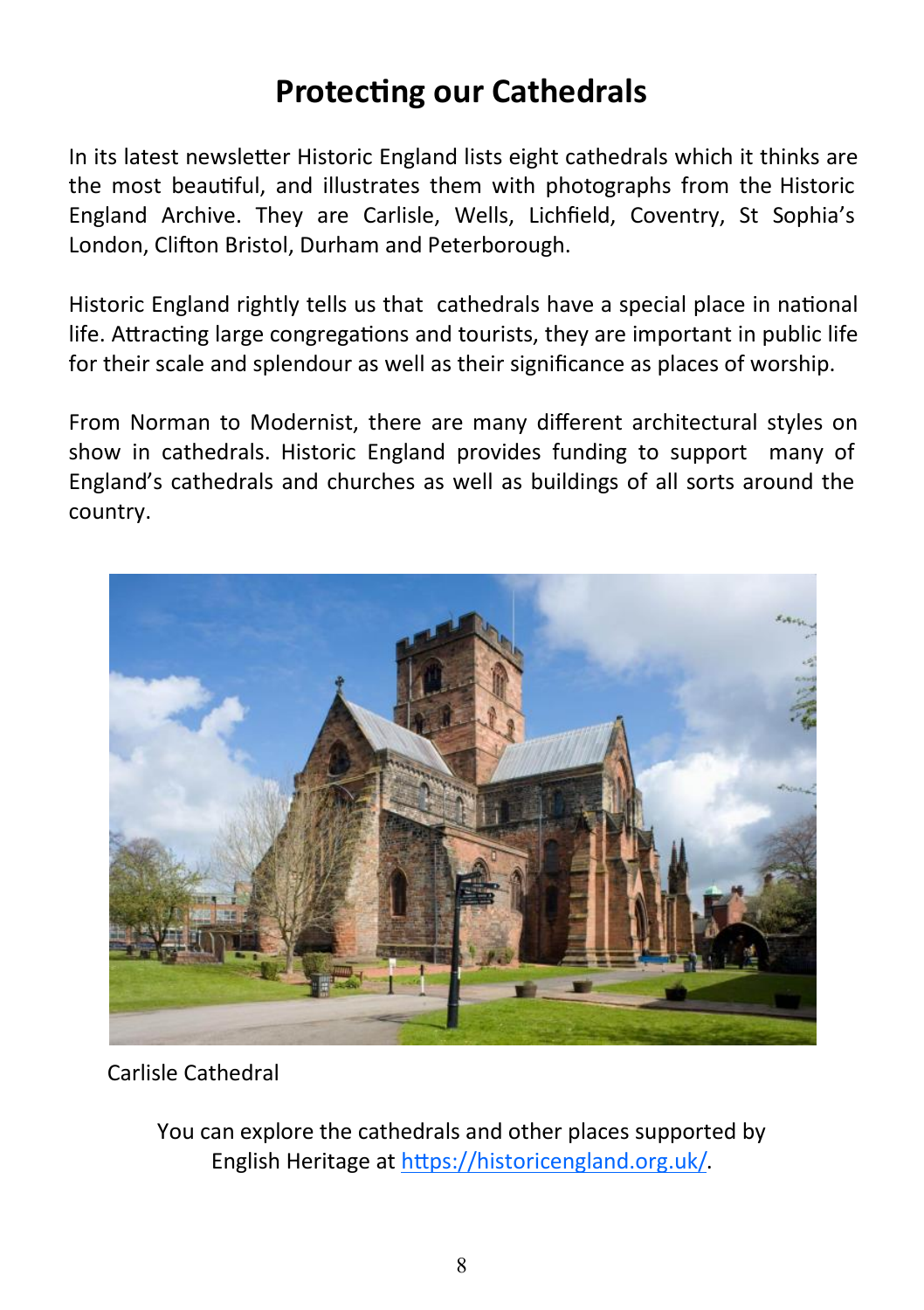# Protecting our Cathedrals

In its latest newsletter Historic England lists eight cathedrals which it thinks are the most beautiful, and illustrates them with photographs from the Historic England Archive. They are Carlisle, Wells, Lichfield, Coventry, St Sophia's London, Clifton Bristol, Durham and Peterborough.

Historic England rightly tells us that cathedrals have a special place in national life. Attracting large congregations and tourists, they are important in public life for their scale and splendour as well as their significance as places of worship.

From Norman to Modernist, there are many different architectural styles on show in cathedrals. Historic England provides funding to support many of England's cathedrals and churches as well as buildings of all sorts around the country.

Carlisle Cathedral

You can explore the cathedrals and other places supported by English Heritage at [https://historicengland.org.uk/](https://historicengland.org.uk/).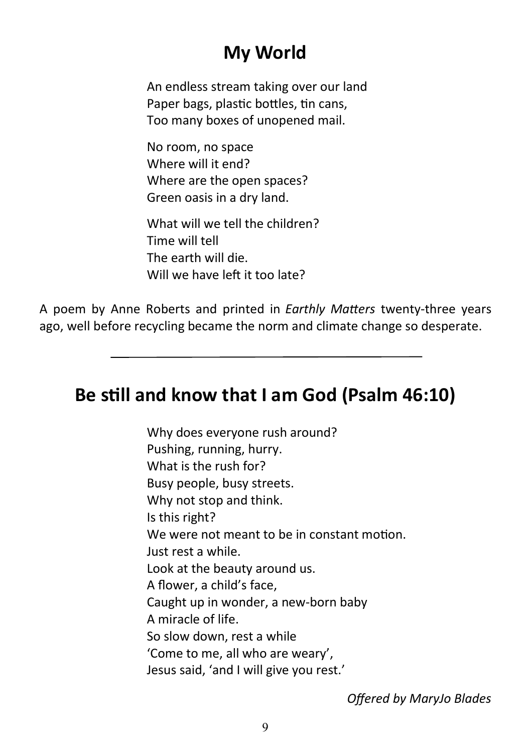## My World

An endless stream taking over our land  
Paper bags, plastic bottles, tin cans,  
Too many boxes of unopened mail.

No room, no space  
Where will it end?  
Where are the open spaces?  
Green oasis in a dry land.

What will we tell the children?  
Time will tell  
The earth will die.  
Will we have left it too late?

A poem by Anne Roberts and printed in *Earthly Matters* twenty-three years ago, well before recycling became the norm and climate change so desperate.

---

## Be still and know that I am God (Psalm 46:10)

Why does everyone rush around?  
Pushing, running, hurry.  
What is the rush for?  
Busy people, busy streets.  
Why not stop and think.  
Is this right?  
We were not meant to be in constant motion.  
Just rest a while.  
Look at the beauty around us.  
A flower, a child's face,  
Caught up in wonder, a new-born baby  
A miracle of life.  
So slow down, rest a while  
'Come to me, all who are weary',  
Jesus said, 'and I will give you rest.'

*Offered by MaryJo Blades*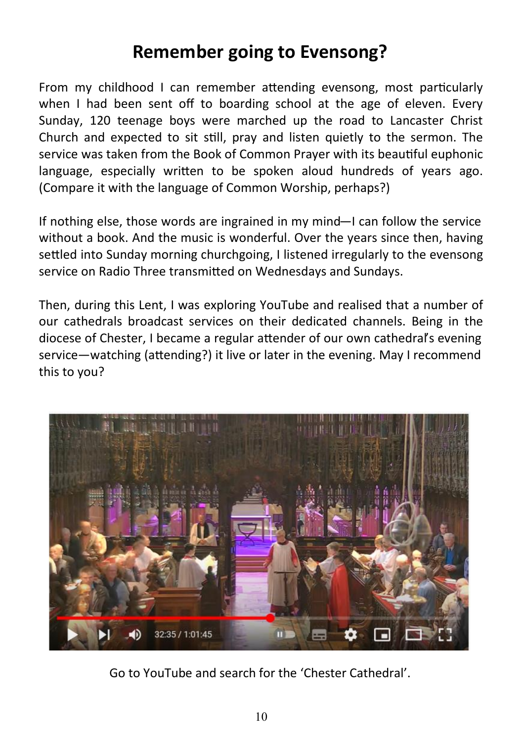# Remember going to Evensong?

From my childhood I can remember attending evensong, most particularly when I had been sent off to boarding school at the age of eleven. Every Sunday, 120 teenage boys were marched up the road to Lancaster Christ Church and expected to sit still, pray and listen quietly to the sermon. The service was taken from the Book of Common Prayer with its beautiful euphonic language, especially written to be spoken aloud hundreds of years ago. (Compare it with the language of Common Worship, perhaps?)

If nothing else, those words are ingrained in my mind—I can follow the service without a book. And the music is wonderful. Over the years since then, having settled into Sunday morning churchgoing, I listened irregularly to the evensong service on Radio Three transmitted on Wednesdays and Sundays.

Then, during this Lent, I was exploring YouTube and realised that a number of our cathedrals broadcast services on their dedicated channels. Being in the diocese of Chester, I became a regular attender of our own cathedral's evening service—watching (attending?) it live or later in the evening. May I recommend this to you?

Go to YouTube and search for the 'Chester Cathedral'.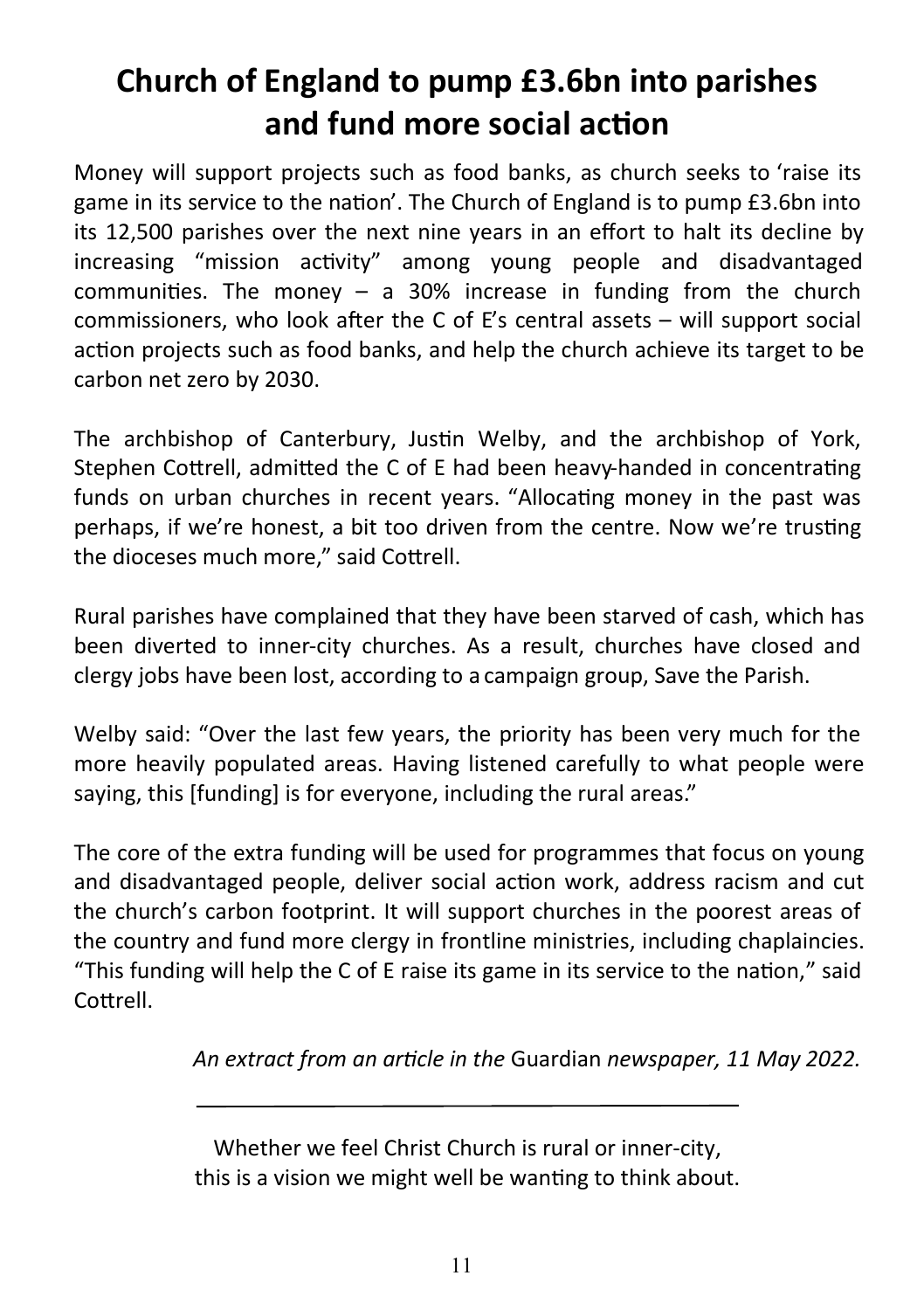# Church of England to pump £3.6bn into parishes and fund more social action

Money will support projects such as food banks, as church seeks to 'raise its game in its service to the nation'. The Church of England is to pump £3.6bn into its 12,500 parishes over the next nine years in an effort to halt its decline by increasing "mission activity" among young people and disadvantaged communities. The money – a 30% increase in funding from the church commissioners, who look after the C of E's central assets – will support social action projects such as food banks, and help the church achieve its target to be carbon net zero by 2030.

The archbishop of Canterbury, Justin Welby, and the archbishop of York, Stephen Cottrell, admitted the C of E had been heavy-handed in concentrating funds on urban churches in recent years. "Allocating money in the past was perhaps, if we're honest, a bit too driven from the centre. Now we're trusting the dioceses much more," said Cottrell.

Rural parishes have complained that they have been starved of cash, which has been diverted to inner-city churches. As a result, churches have closed and clergy jobs have been lost, according to a campaign group, Save the Parish.

Welby said: "Over the last few years, the priority has been very much for the more heavily populated areas. Having listened carefully to what people were saying, this [funding] is for everyone, including the rural areas."

The core of the extra funding will be used for programmes that focus on young and disadvantaged people, deliver social action work, address racism and cut the church's carbon footprint. It will support churches in the poorest areas of the country and fund more clergy in frontline ministries, including chaplaincies. "This funding will help the C of E raise its game in its service to the nation," said Cottrell.

*An extract from an article in the* Guardian *newspaper, 11 May 2022.*

---

Whether we feel Christ Church is rural or inner-city, this is a vision we might well be wanting to think about.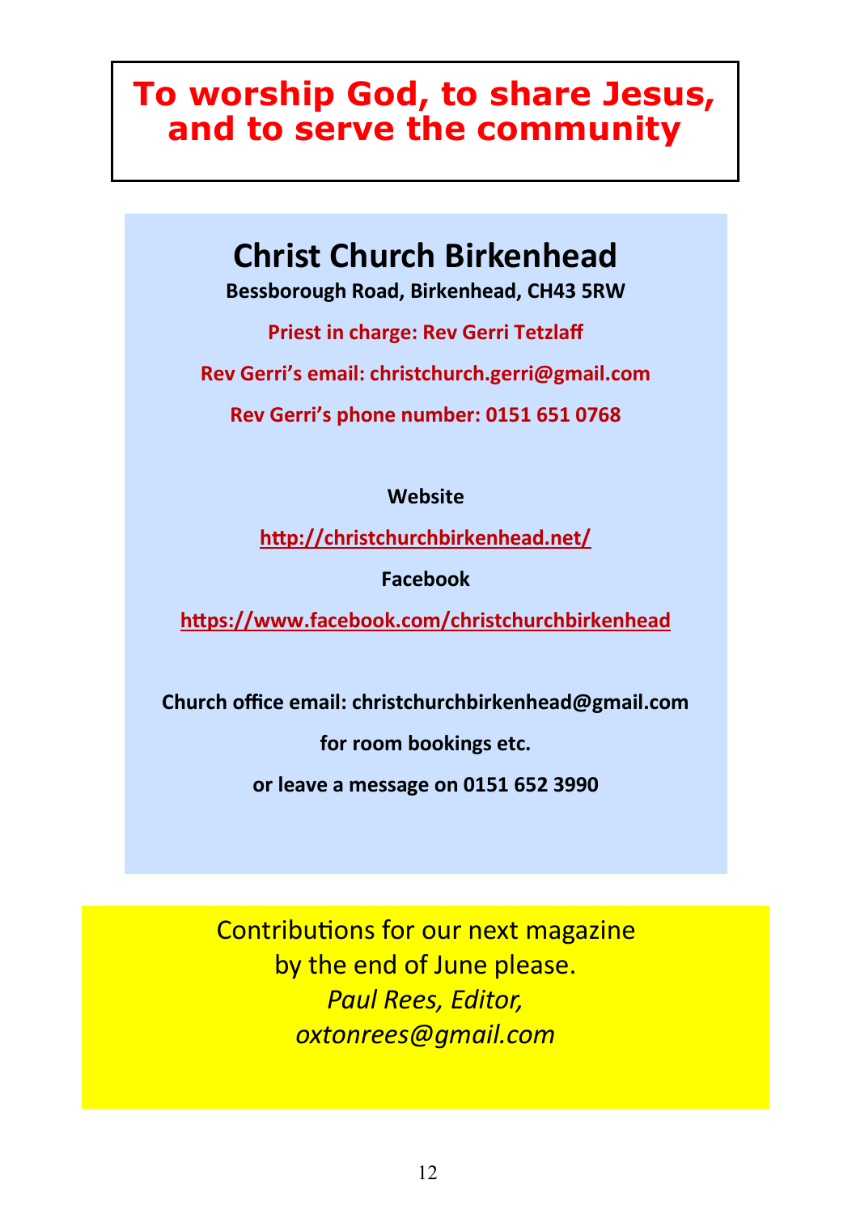# To worship God, to share Jesus, and to serve the community

## Christ Church Birkenhead

**Bessborough Road, Birkenhead, CH43 5RW**

**Priest in charge: Rev Gerri Tetzlaff**

**Rev Gerri's email: christchurch.gerri@gmail.com**

**Rev Gerri's phone number: 0151 651 0768**

**Website**

**http://christchurchbirkenhead.net/**

**Facebook**

**https://www.facebook.com/christchurchbirkenhead**

**Church office email: christchurchbirkenhead@gmail.com**

**for room bookings etc.**

**or leave a message on 0151 652 3990**

Contributions for our next magazine
by the end of June please.
*Paul Rees, Editor,*
*oxtonrees@gmail.com*